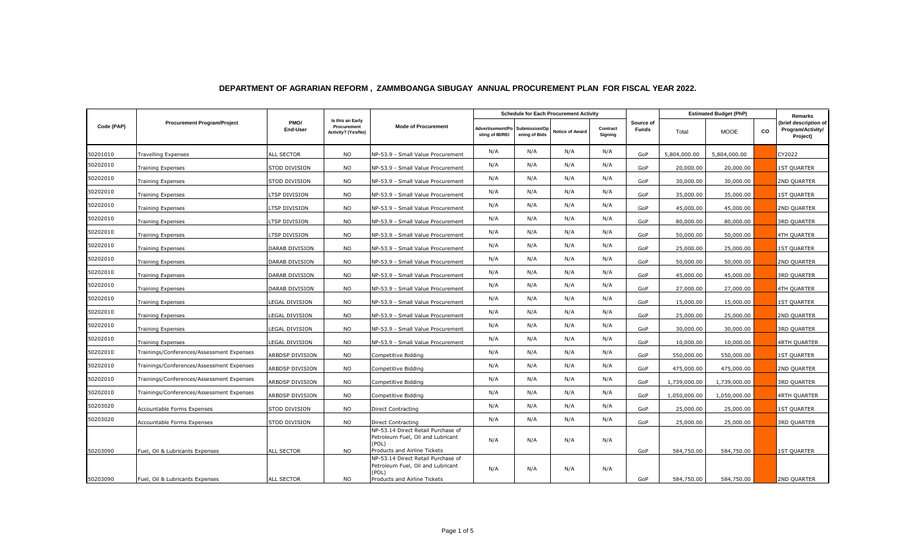# DEPARTMENT OF AGRARIAN REFORM , ZAMMBOANGA SIBUGAY ANNUAL PROCUREMENT PLAN FOR FISCAL YEAR 2022.

| Code (PAP) | Procurement Program/Project | PMO/ End-User | Is this an Early Procurement Activity? (Yes/No) | Mode of Procurement | Schedule for Each Procurement Activity | | | | Source of Funds | Estimated Budget (PhP) | | | Remarks (brief description of Program/Activity/ Project) |
|---|---|---|---|---|---|---|---|---|---|---|---|---|---|
| | | | | | Advertisement/Posting of IB/REI | Submission/Opening of Bids | Notice of Award | Contract Signing | | Total | MOOE | CO | |
| 50201010 | Travelling Expenses | ALL SECTOR | NO | NP-53.9 - Small Value Procurement | N/A | N/A | N/A | N/A | GoP | 5,804,000.00 | 5,804,000.00 | | CY2022 |
| 50202010 | Training Expenses | STOD DIVISION | NO | NP-53.9 - Small Value Procurement | N/A | N/A | N/A | N/A | GoP | 20,000.00 | 20,000.00 | | 1ST QUARTER |
| 50202010 | Training Expenses | STOD DIVISION | NO | NP-53.9 - Small Value Procurement | N/A | N/A | N/A | N/A | GoP | 30,000.00 | 30,000.00 | | 2ND QUARTER |
| 50202010 | Training Expenses | LTSP DIVISION | NO | NP-53.9 - Small Value Procurement | N/A | N/A | N/A | N/A | GoP | 35,000.00 | 35,000.00 | | 1ST QUARTER |
| 50202010 | Training Expenses | LTSP DIVISION | NO | NP-53.9 - Small Value Procurement | N/A | N/A | N/A | N/A | GoP | 45,000.00 | 45,000.00 | | 2ND QUARTER |
| 50202010 | Training Expenses | LTSP DIVISION | NO | NP-53.9 - Small Value Procurement | N/A | N/A | N/A | N/A | GoP | 80,000.00 | 80,000.00 | | 3RD QUARTER |
| 50202010 | Training Expenses | LTSP DIVISION | NO | NP-53.9 - Small Value Procurement | N/A | N/A | N/A | N/A | GoP | 50,000.00 | 50,000.00 | | 4TH QUARTER |
| 50202010 | Training Expenses | DARAB DIVISION | NO | NP-53.9 - Small Value Procurement | N/A | N/A | N/A | N/A | GoP | 25,000.00 | 25,000.00 | | 1ST QUARTER |
| 50202010 | Training Expenses | DARAB DIVISION | NO | NP-53.9 - Small Value Procurement | N/A | N/A | N/A | N/A | GoP | 50,000.00 | 50,000.00 | | 2ND QUARTER |
| 50202010 | Training Expenses | DARAB DIVISION | NO | NP-53.9 - Small Value Procurement | N/A | N/A | N/A | N/A | GoP | 45,000.00 | 45,000.00 | | 3RD QUARTER |
| 50202010 | Training Expenses | DARAB DIVISION | NO | NP-53.9 - Small Value Procurement | N/A | N/A | N/A | N/A | GoP | 27,000.00 | 27,000.00 | | 4TH QUARTER |
| 50202010 | Training Expenses | LEGAL DIVISION | NO | NP-53.9 - Small Value Procurement | N/A | N/A | N/A | N/A | GoP | 15,000.00 | 15,000.00 | | 1ST QUARTER |
| 50202010 | Training Expenses | LEGAL DIVISION | NO | NP-53.9 - Small Value Procurement | N/A | N/A | N/A | N/A | GoP | 25,000.00 | 25,000.00 | | 2ND QUARTER |
| 50202010 | Training Expenses | LEGAL DIVISION | NO | NP-53.9 - Small Value Procurement | N/A | N/A | N/A | N/A | GoP | 30,000.00 | 30,000.00 | | 3RD QUARTER |
| 50202010 | Training Expenses | LEGAL DIVISION | NO | NP-53.9 - Small Value Procurement | N/A | N/A | N/A | N/A | GoP | 10,000.00 | 10,000.00 | | 4RTH QUARTER |
| 50202010 | Trainings/Conferences/Assessment Expenses | ARBDSP DIVISION | NO | Competitive Bidding | N/A | N/A | N/A | N/A | GoP | 550,000.00 | 550,000.00 | | 1ST QUARTER |
| 50202010 | Trainings/Conferences/Assessment Expenses | ARBDSP DIVISION | NO | Competitive Bidding | N/A | N/A | N/A | N/A | GoP | 475,000.00 | 475,000.00 | | 2ND QUARTER |
| 50202010 | Trainings/Conferences/Assessment Expenses | ARBDSP DIVISION | NO | Competitive Bidding | N/A | N/A | N/A | N/A | GoP | 1,739,000.00 | 1,739,000.00 | | 3RD QUARTER |
| 50202010 | Trainings/Conferences/Assessment Expenses | ARBDSP DIVISION | NO | Competitive Bidding | N/A | N/A | N/A | N/A | GoP | 1,050,000.00 | 1,050,000.00 | | 4RTH QUARTER |
| 50203020 | Accountable Forms Expenses | STOD DIVISION | NO | Direct Contracting | N/A | N/A | N/A | N/A | GoP | 25,000.00 | 25,000.00 | | 1ST QUARTER |
| 50203020 | Accountable Forms Expenses | STOD DIVISION | NO | Direct Contracting | N/A | N/A | N/A | N/A | GoP | 25,000.00 | 25,000.00 | | 3RD QUARTER |
| 50203090 | Fuel, Oil & Lubricants Expenses | ALL SECTOR | NO | NP-53.14 Direct Retail Purchase of Petroleum Fuel, Oil and Lubricant (POL) Products and Airline Tickets | N/A | N/A | N/A | N/A | GoP | 584,750.00 | 584,750.00 | | 1ST QUARTER |
| 50203090 | Fuel, Oil & Lubricants Expenses | ALL SECTOR | NO | NP-53.14 Direct Retail Purchase of Petroleum Fuel, Oil and Lubricant (POL) Products and Airline Tickets | N/A | N/A | N/A | N/A | GoP | 584,750.00 | 584,750.00 | | 2ND QUARTER |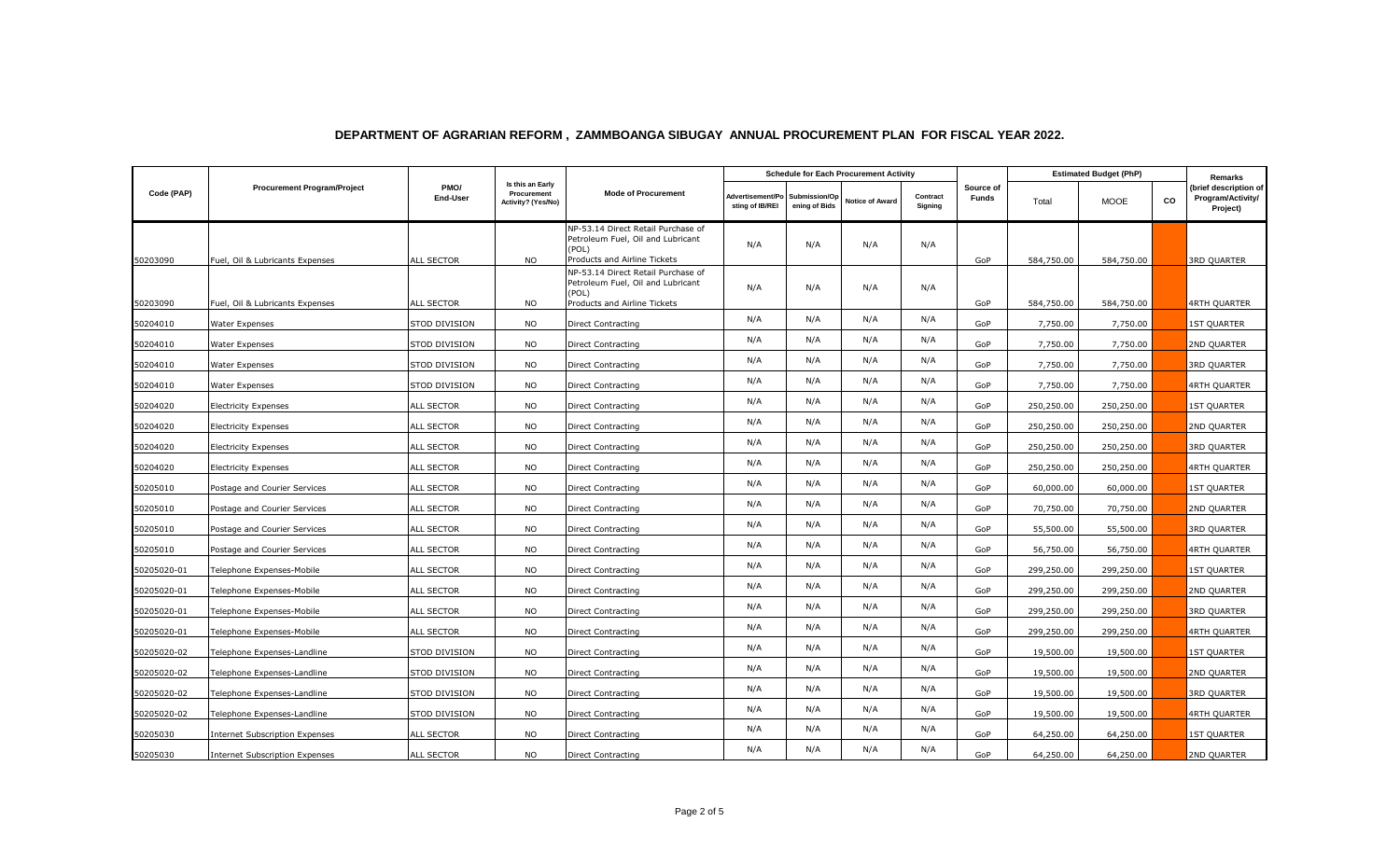# DEPARTMENT OF AGRARIAN REFORM , ZAMMBOANGA SIBUGAY ANNUAL PROCUREMENT PLAN FOR FISCAL YEAR 2022.

| Code (PAP) | Procurement Program/Project | PMO/ End-User | Is this an Early Procurement Activity? (Yes/No) | Mode of Procurement | Schedule for Each Procurement Activity | | | | Source of Funds | Estimated Budget (PhP) | | | Remarks (brief description of Program/Activity/ Project) |
|---|---|---|---|---|---|---|---|---|---|---|---|---|---|
| | | | | | Advertisement/Posting of IB/REI | Submission/Opening of Bids | Notice of Award | Contract Signing | | Total | MOOE | CO | |
| 50203090 | Fuel, Oil & Lubricants Expenses | ALL SECTOR | NO | NP-53.14 Direct Retail Purchase of Petroleum Fuel, Oil and Lubricant (POL) Products and Airline Tickets | N/A | N/A | N/A | N/A | GoP | 584,750.00 | 584,750.00 | | 3RD QUARTER |
| 50203090 | Fuel, Oil & Lubricants Expenses | ALL SECTOR | NO | NP-53.14 Direct Retail Purchase of Petroleum Fuel, Oil and Lubricant (POL) Products and Airline Tickets | N/A | N/A | N/A | N/A | GoP | 584,750.00 | 584,750.00 | | 4RTH QUARTER |
| 50204010 | Water Expenses | STOD DIVISION | NO | Direct Contracting | N/A | N/A | N/A | N/A | GoP | 7,750.00 | 7,750.00 | | 1ST QUARTER |
| 50204010 | Water Expenses | STOD DIVISION | NO | Direct Contracting | N/A | N/A | N/A | N/A | GoP | 7,750.00 | 7,750.00 | | 2ND QUARTER |
| 50204010 | Water Expenses | STOD DIVISION | NO | Direct Contracting | N/A | N/A | N/A | N/A | GoP | 7,750.00 | 7,750.00 | | 3RD QUARTER |
| 50204010 | Water Expenses | STOD DIVISION | NO | Direct Contracting | N/A | N/A | N/A | N/A | GoP | 7,750.00 | 7,750.00 | | 4RTH QUARTER |
| 50204020 | Electricity Expenses | ALL SECTOR | NO | Direct Contracting | N/A | N/A | N/A | N/A | GoP | 250,250.00 | 250,250.00 | | 1ST QUARTER |
| 50204020 | Electricity Expenses | ALL SECTOR | NO | Direct Contracting | N/A | N/A | N/A | N/A | GoP | 250,250.00 | 250,250.00 | | 2ND QUARTER |
| 50204020 | Electricity Expenses | ALL SECTOR | NO | Direct Contracting | N/A | N/A | N/A | N/A | GoP | 250,250.00 | 250,250.00 | | 3RD QUARTER |
| 50204020 | Electricity Expenses | ALL SECTOR | NO | Direct Contracting | N/A | N/A | N/A | N/A | GoP | 250,250.00 | 250,250.00 | | 4RTH QUARTER |
| 50205010 | Postage and Courier Services | ALL SECTOR | NO | Direct Contracting | N/A | N/A | N/A | N/A | GoP | 60,000.00 | 60,000.00 | | 1ST QUARTER |
| 50205010 | Postage and Courier Services | ALL SECTOR | NO | Direct Contracting | N/A | N/A | N/A | N/A | GoP | 70,750.00 | 70,750.00 | | 2ND QUARTER |
| 50205010 | Postage and Courier Services | ALL SECTOR | NO | Direct Contracting | N/A | N/A | N/A | N/A | GoP | 55,500.00 | 55,500.00 | | 3RD QUARTER |
| 50205010 | Postage and Courier Services | ALL SECTOR | NO | Direct Contracting | N/A | N/A | N/A | N/A | GoP | 56,750.00 | 56,750.00 | | 4RTH QUARTER |
| 50205020-01 | Telephone Expenses-Mobile | ALL SECTOR | NO | Direct Contracting | N/A | N/A | N/A | N/A | GoP | 299,250.00 | 299,250.00 | | 1ST QUARTER |
| 50205020-01 | Telephone Expenses-Mobile | ALL SECTOR | NO | Direct Contracting | N/A | N/A | N/A | N/A | GoP | 299,250.00 | 299,250.00 | | 2ND QUARTER |
| 50205020-01 | Telephone Expenses-Mobile | ALL SECTOR | NO | Direct Contracting | N/A | N/A | N/A | N/A | GoP | 299,250.00 | 299,250.00 | | 3RD QUARTER |
| 50205020-01 | Telephone Expenses-Mobile | ALL SECTOR | NO | Direct Contracting | N/A | N/A | N/A | N/A | GoP | 299,250.00 | 299,250.00 | | 4RTH QUARTER |
| 50205020-02 | Telephone Expenses-Landline | STOD DIVISION | NO | Direct Contracting | N/A | N/A | N/A | N/A | GoP | 19,500.00 | 19,500.00 | | 1ST QUARTER |
| 50205020-02 | Telephone Expenses-Landline | STOD DIVISION | NO | Direct Contracting | N/A | N/A | N/A | N/A | GoP | 19,500.00 | 19,500.00 | | 2ND QUARTER |
| 50205020-02 | Telephone Expenses-Landline | STOD DIVISION | NO | Direct Contracting | N/A | N/A | N/A | N/A | GoP | 19,500.00 | 19,500.00 | | 3RD QUARTER |
| 50205020-02 | Telephone Expenses-Landline | STOD DIVISION | NO | Direct Contracting | N/A | N/A | N/A | N/A | GoP | 19,500.00 | 19,500.00 | | 4RTH QUARTER |
| 50205030 | Internet Subscription Expenses | ALL SECTOR | NO | Direct Contracting | N/A | N/A | N/A | N/A | GoP | 64,250.00 | 64,250.00 | | 1ST QUARTER |
| 50205030 | Internet Subscription Expenses | ALL SECTOR | NO | Direct Contracting | N/A | N/A | N/A | N/A | GoP | 64,250.00 | 64,250.00 | | 2ND QUARTER |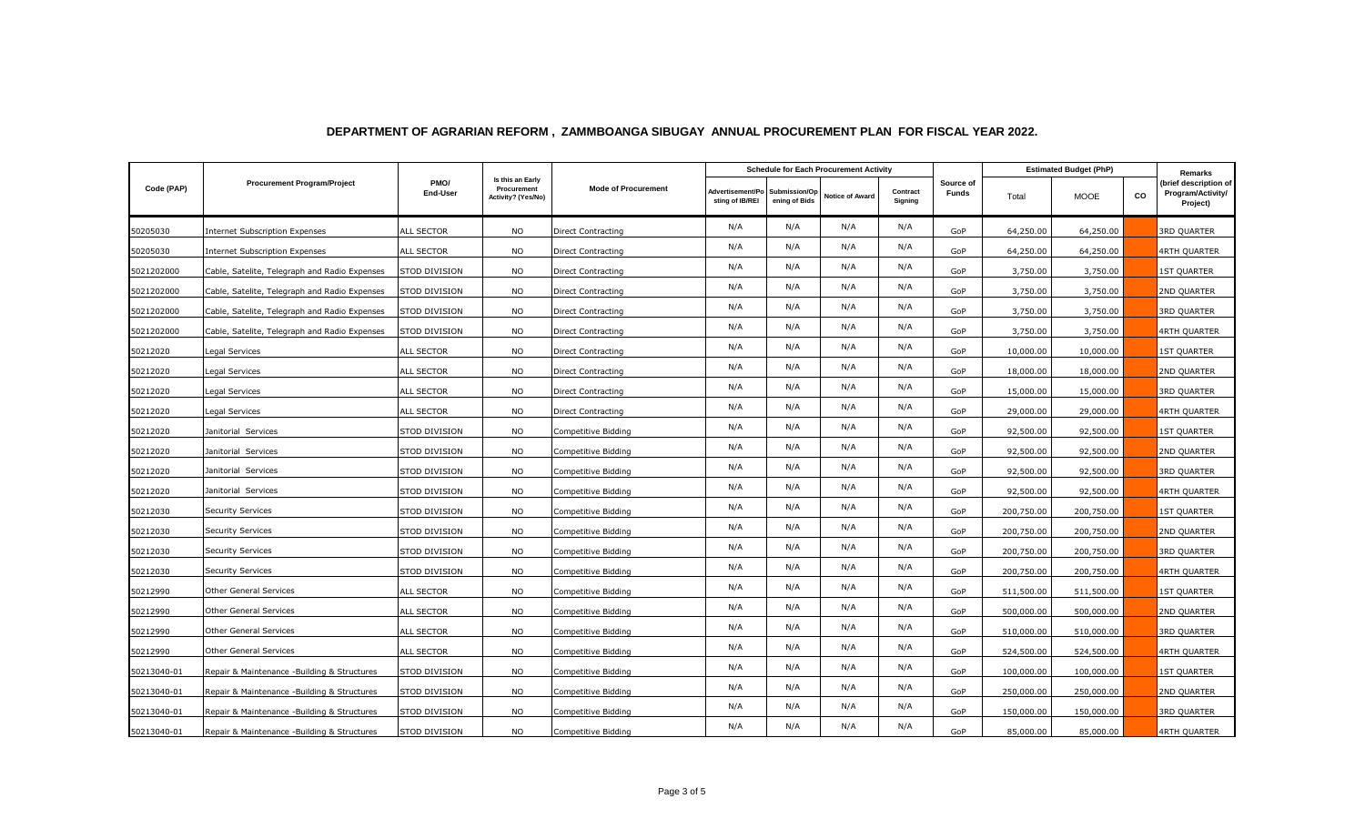# DEPARTMENT OF AGRARIAN REFORM , ZAMMBOANGA SIBUGAY ANNUAL PROCUREMENT PLAN FOR FISCAL YEAR 2022.

| Code (PAP) | Procurement Program/Project | PMO/ End-User | Is this an Early Procurement Activity? (Yes/No) | Mode of Procurement | Schedule for Each Procurement Activity | | | | Source of Funds | Estimated Budget (PhP) | | | Remarks (brief description of Program/Activity/ Project) |
|---|---|---|---|---|---|---|---|---|---|---|---|---|---|
| | | | | | Advertisement/Posting of IB/REI | Submission/Opening of Bids | Notice of Award | Contract Signing | | Total | MOOE | CO | |
| 50205030 | Internet Subscription Expenses | ALL SECTOR | NO | Direct Contracting | N/A | N/A | N/A | N/A | GoP | 64,250.00 | 64,250.00 | | 3RD QUARTER |
| 50205030 | Internet Subscription Expenses | ALL SECTOR | NO | Direct Contracting | N/A | N/A | N/A | N/A | GoP | 64,250.00 | 64,250.00 | | 4RTH QUARTER |
| 5021202000 | Cable, Satelite, Telegraph and Radio Expenses | STOD DIVISION | NO | Direct Contracting | N/A | N/A | N/A | N/A | GoP | 3,750.00 | 3,750.00 | | 1ST QUARTER |
| 5021202000 | Cable, Satelite, Telegraph and Radio Expenses | STOD DIVISION | NO | Direct Contracting | N/A | N/A | N/A | N/A | GoP | 3,750.00 | 3,750.00 | | 2ND QUARTER |
| 5021202000 | Cable, Satelite, Telegraph and Radio Expenses | STOD DIVISION | NO | Direct Contracting | N/A | N/A | N/A | N/A | GoP | 3,750.00 | 3,750.00 | | 3RD QUARTER |
| 5021202000 | Cable, Satelite, Telegraph and Radio Expenses | STOD DIVISION | NO | Direct Contracting | N/A | N/A | N/A | N/A | GoP | 3,750.00 | 3,750.00 | | 4RTH QUARTER |
| 50212020 | Legal Services | ALL SECTOR | NO | Direct Contracting | N/A | N/A | N/A | N/A | GoP | 10,000.00 | 10,000.00 | | 1ST QUARTER |
| 50212020 | Legal Services | ALL SECTOR | NO | Direct Contracting | N/A | N/A | N/A | N/A | GoP | 18,000.00 | 18,000.00 | | 2ND QUARTER |
| 50212020 | Legal Services | ALL SECTOR | NO | Direct Contracting | N/A | N/A | N/A | N/A | GoP | 15,000.00 | 15,000.00 | | 3RD QUARTER |
| 50212020 | Legal Services | ALL SECTOR | NO | Direct Contracting | N/A | N/A | N/A | N/A | GoP | 29,000.00 | 29,000.00 | | 4RTH QUARTER |
| 50212020 | Janitorial Services | STOD DIVISION | NO | Competitive Bidding | N/A | N/A | N/A | N/A | GoP | 92,500.00 | 92,500.00 | | 1ST QUARTER |
| 50212020 | Janitorial Services | STOD DIVISION | NO | Competitive Bidding | N/A | N/A | N/A | N/A | GoP | 92,500.00 | 92,500.00 | | 2ND QUARTER |
| 50212020 | Janitorial Services | STOD DIVISION | NO | Competitive Bidding | N/A | N/A | N/A | N/A | GoP | 92,500.00 | 92,500.00 | | 3RD QUARTER |
| 50212020 | Janitorial Services | STOD DIVISION | NO | Competitive Bidding | N/A | N/A | N/A | N/A | GoP | 92,500.00 | 92,500.00 | | 4RTH QUARTER |
| 50212030 | Security Services | STOD DIVISION | NO | Competitive Bidding | N/A | N/A | N/A | N/A | GoP | 200,750.00 | 200,750.00 | | 1ST QUARTER |
| 50212030 | Security Services | STOD DIVISION | NO | Competitive Bidding | N/A | N/A | N/A | N/A | GoP | 200,750.00 | 200,750.00 | | 2ND QUARTER |
| 50212030 | Security Services | STOD DIVISION | NO | Competitive Bidding | N/A | N/A | N/A | N/A | GoP | 200,750.00 | 200,750.00 | | 3RD QUARTER |
| 50212030 | Security Services | STOD DIVISION | NO | Competitive Bidding | N/A | N/A | N/A | N/A | GoP | 200,750.00 | 200,750.00 | | 4RTH QUARTER |
| 50212990 | Other General Services | ALL SECTOR | NO | Competitive Bidding | N/A | N/A | N/A | N/A | GoP | 511,500.00 | 511,500.00 | | 1ST QUARTER |
| 50212990 | Other General Services | ALL SECTOR | NO | Competitive Bidding | N/A | N/A | N/A | N/A | GoP | 500,000.00 | 500,000.00 | | 2ND QUARTER |
| 50212990 | Other General Services | ALL SECTOR | NO | Competitive Bidding | N/A | N/A | N/A | N/A | GoP | 510,000.00 | 510,000.00 | | 3RD QUARTER |
| 50212990 | Other General Services | ALL SECTOR | NO | Competitive Bidding | N/A | N/A | N/A | N/A | GoP | 524,500.00 | 524,500.00 | | 4RTH QUARTER |
| 50213040-01 | Repair & Maintenance -Building & Structures | STOD DIVISION | NO | Competitive Bidding | N/A | N/A | N/A | N/A | GoP | 100,000.00 | 100,000.00 | | 1ST QUARTER |
| 50213040-01 | Repair & Maintenance -Building & Structures | STOD DIVISION | NO | Competitive Bidding | N/A | N/A | N/A | N/A | GoP | 250,000.00 | 250,000.00 | | 2ND QUARTER |
| 50213040-01 | Repair & Maintenance -Building & Structures | STOD DIVISION | NO | Competitive Bidding | N/A | N/A | N/A | N/A | GoP | 150,000.00 | 150,000.00 | | 3RD QUARTER |
| 50213040-01 | Repair & Maintenance -Building & Structures | STOD DIVISION | NO | Competitive Bidding | N/A | N/A | N/A | N/A | GoP | 85,000.00 | 85,000.00 | | 4RTH QUARTER |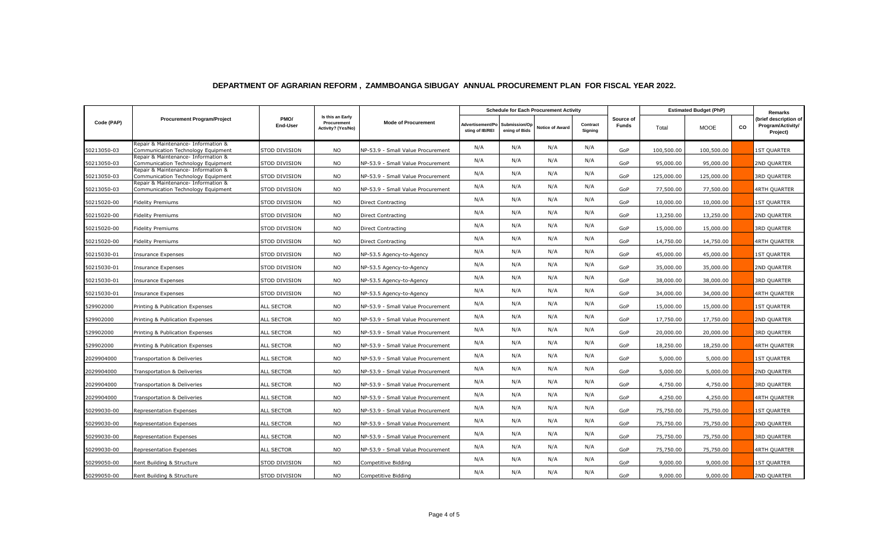# DEPARTMENT OF AGRARIAN REFORM , ZAMMBOANGA SIBUGAY ANNUAL PROCUREMENT PLAN FOR FISCAL YEAR 2022.

| Code (PAP) | Procurement Program/Project | PMO/ End-User | Is this an Early Procurement Activity? (Yes/No) | Mode of Procurement | Schedule for Each Procurement Activity | | | | Source of Funds | Estimated Budget (PhP) | | | Remarks (brief description of Program/Activity/ Project) |
|---|---|---|---|---|---|---|---|---|---|---|---|---|---|
| | | | | | Advertisement/Posting of IB/REI | Submission/Opening of Bids | Notice of Award | Contract Signing | | Total | MOOE | CO | |
| 50213050-03 | Repair & Maintenance- Information & Communication Technology Equipment | STOD DIVISION | NO | NP-53.9 - Small Value Procurement | N/A | N/A | N/A | N/A | GoP | 100,500.00 | 100,500.00 | | 1ST QUARTER |
| 50213050-03 | Repair & Maintenance- Information & Communication Technology Equipment | STOD DIVISION | NO | NP-53.9 - Small Value Procurement | N/A | N/A | N/A | N/A | GoP | 95,000.00 | 95,000.00 | | 2ND QUARTER |
| 50213050-03 | Repair & Maintenance- Information & Communication Technology Equipment | STOD DIVISION | NO | NP-53.9 - Small Value Procurement | N/A | N/A | N/A | N/A | GoP | 125,000.00 | 125,000.00 | | 3RD QUARTER |
| 50213050-03 | Repair & Maintenance- Information & Communication Technology Equipment | STOD DIVISION | NO | NP-53.9 - Small Value Procurement | N/A | N/A | N/A | N/A | GoP | 77,500.00 | 77,500.00 | | 4RTH QUARTER |
| 50215020-00 | Fidelity Premiums | STOD DIVISION | NO | Direct Contracting | N/A | N/A | N/A | N/A | GoP | 10,000.00 | 10,000.00 | | 1ST QUARTER |
| 50215020-00 | Fidelity Premiums | STOD DIVISION | NO | Direct Contracting | N/A | N/A | N/A | N/A | GoP | 13,250.00 | 13,250.00 | | 2ND QUARTER |
| 50215020-00 | Fidelity Premiums | STOD DIVISION | NO | Direct Contracting | N/A | N/A | N/A | N/A | GoP | 15,000.00 | 15,000.00 | | 3RD QUARTER |
| 50215020-00 | Fidelity Premiums | STOD DIVISION | NO | Direct Contracting | N/A | N/A | N/A | N/A | GoP | 14,750.00 | 14,750.00 | | 4RTH QUARTER |
| 50215030-01 | Insurance Expenses | STOD DIVISION | NO | NP-53.5 Agency-to-Agency | N/A | N/A | N/A | N/A | GoP | 45,000.00 | 45,000.00 | | 1ST QUARTER |
| 50215030-01 | Insurance Expenses | STOD DIVISION | NO | NP-53.5 Agency-to-Agency | N/A | N/A | N/A | N/A | GoP | 35,000.00 | 35,000.00 | | 2ND QUARTER |
| 50215030-01 | Insurance Expenses | STOD DIVISION | NO | NP-53.5 Agency-to-Agency | N/A | N/A | N/A | N/A | GoP | 38,000.00 | 38,000.00 | | 3RD QUARTER |
| 50215030-01 | Insurance Expenses | STOD DIVISION | NO | NP-53.5 Agency-to-Agency | N/A | N/A | N/A | N/A | GoP | 34,000.00 | 34,000.00 | | 4RTH QUARTER |
| 529902000 | Printing & Publication Expenses | ALL SECTOR | NO | NP-53.9 - Small Value Procurement | N/A | N/A | N/A | N/A | GoP | 15,000.00 | 15,000.00 | | 1ST QUARTER |
| 529902000 | Printing & Publication Expenses | ALL SECTOR | NO | NP-53.9 - Small Value Procurement | N/A | N/A | N/A | N/A | GoP | 17,750.00 | 17,750.00 | | 2ND QUARTER |
| 529902000 | Printing & Publication Expenses | ALL SECTOR | NO | NP-53.9 - Small Value Procurement | N/A | N/A | N/A | N/A | GoP | 20,000.00 | 20,000.00 | | 3RD QUARTER |
| 529902000 | Printing & Publication Expenses | ALL SECTOR | NO | NP-53.9 - Small Value Procurement | N/A | N/A | N/A | N/A | GoP | 18,250.00 | 18,250.00 | | 4RTH QUARTER |
| 2029904000 | Transportation & Deliveries | ALL SECTOR | NO | NP-53.9 - Small Value Procurement | N/A | N/A | N/A | N/A | GoP | 5,000.00 | 5,000.00 | | 1ST QUARTER |
| 2029904000 | Transportation & Deliveries | ALL SECTOR | NO | NP-53.9 - Small Value Procurement | N/A | N/A | N/A | N/A | GoP | 5,000.00 | 5,000.00 | | 2ND QUARTER |
| 2029904000 | Transportation & Deliveries | ALL SECTOR | NO | NP-53.9 - Small Value Procurement | N/A | N/A | N/A | N/A | GoP | 4,750.00 | 4,750.00 | | 3RD QUARTER |
| 2029904000 | Transportation & Deliveries | ALL SECTOR | NO | NP-53.9 - Small Value Procurement | N/A | N/A | N/A | N/A | GoP | 4,250.00 | 4,250.00 | | 4RTH QUARTER |
| 50299030-00 | Representation Expenses | ALL SECTOR | NO | NP-53.9 - Small Value Procurement | N/A | N/A | N/A | N/A | GoP | 75,750.00 | 75,750.00 | | 1ST QUARTER |
| 50299030-00 | Representation Expenses | ALL SECTOR | NO | NP-53.9 - Small Value Procurement | N/A | N/A | N/A | N/A | GoP | 75,750.00 | 75,750.00 | | 2ND QUARTER |
| 50299030-00 | Representation Expenses | ALL SECTOR | NO | NP-53.9 - Small Value Procurement | N/A | N/A | N/A | N/A | GoP | 75,750.00 | 75,750.00 | | 3RD QUARTER |
| 50299030-00 | Representation Expenses | ALL SECTOR | NO | NP-53.9 - Small Value Procurement | N/A | N/A | N/A | N/A | GoP | 75,750.00 | 75,750.00 | | 4RTH QUARTER |
| 50299050-00 | Rent Building & Structure | STOD DIVISION | NO | Competitive Bidding | N/A | N/A | N/A | N/A | GoP | 9,000.00 | 9,000.00 | | 1ST QUARTER |
| 50299050-00 | Rent Building & Structure | STOD DIVISION | NO | Competitive Bidding | N/A | N/A | N/A | N/A | GoP | 9,000.00 | 9,000.00 | | 2ND QUARTER |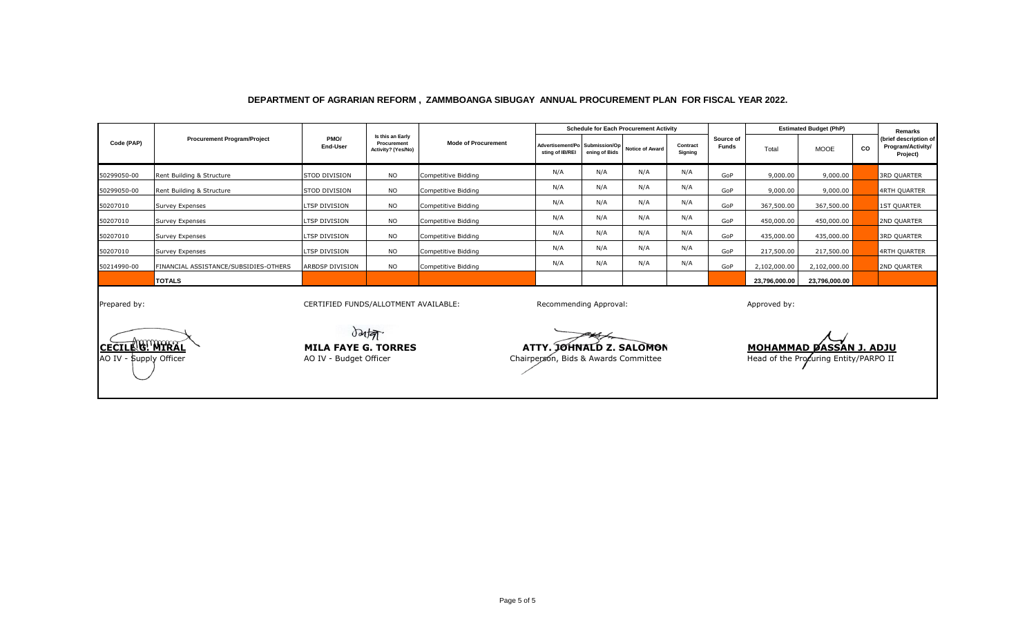# DEPARTMENT OF AGRARIAN REFORM , ZAMMBOANGA SIBUGAY ANNUAL PROCUREMENT PLAN FOR FISCAL YEAR 2022.

| Code (PAP) | Procurement Program/Project | PMO/ End-User | Is this an Early Procurement Activity? (Yes/No) | Mode of Procurement | Schedule for Each Procurement Activity | | | | Source of Funds | Estimated Budget (PhP) | | | Remarks (brief description of Program/Activity/ Project) |
|---|---|---|---|---|---|---|---|---|---|---|---|---|---|
| | | | | | Advertisement/Posting of IB/REI | Submission/Opening of Bids | Notice of Award | Contract Signing | | Total | MOOE | CO | |
| 50299050-00 | Rent Building & Structure | STOD DIVISION | NO | Competitive Bidding | N/A | N/A | N/A | N/A | GoP | 9,000.00 | 9,000.00 | | 3RD QUARTER |
| 50299050-00 | Rent Building & Structure | STOD DIVISION | NO | Competitive Bidding | N/A | N/A | N/A | N/A | GoP | 9,000.00 | 9,000.00 | | 4RTH QUARTER |
| 50207010 | Survey Expenses | LTSP DIVISION | NO | Competitive Bidding | N/A | N/A | N/A | N/A | GoP | 367,500.00 | 367,500.00 | | 1ST QUARTER |
| 50207010 | Survey Expenses | LTSP DIVISION | NO | Competitive Bidding | N/A | N/A | N/A | N/A | GoP | 450,000.00 | 450,000.00 | | 2ND QUARTER |
| 50207010 | Survey Expenses | LTSP DIVISION | NO | Competitive Bidding | N/A | N/A | N/A | N/A | GoP | 435,000.00 | 435,000.00 | | 3RD QUARTER |
| 50207010 | Survey Expenses | LTSP DIVISION | NO | Competitive Bidding | N/A | N/A | N/A | N/A | GoP | 217,500.00 | 217,500.00 | | 4RTH QUARTER |
| 50214990-00 | FINANCIAL ASSISTANCE/SUBSIDIES-OTHERS | ARBDSP DIVISION | NO | Competitive Bidding | N/A | N/A | N/A | N/A | GoP | 2,102,000.00 | 2,102,000.00 | | 2ND QUARTER |
| | **TOTALS** | | | | | | | | | **23,796,000.00** | **23,796,000.00** | | |

Prepared by:

**CECILE G. MIRAL**
AO IV - Supply Officer

CERTIFIED FUNDS/ALLOTMENT AVAILABLE:

**MILA FAYE G. TORRES**
AO IV - Budget Officer

Recommending Approval:

**ATTY. JOHNALD Z. SALOMON**
Chairperson, Bids & Awards Committee

Approved by:

**MOHAMMAD DASSAN J. ADJU**
Head of the Procuring Entity/PARPO II